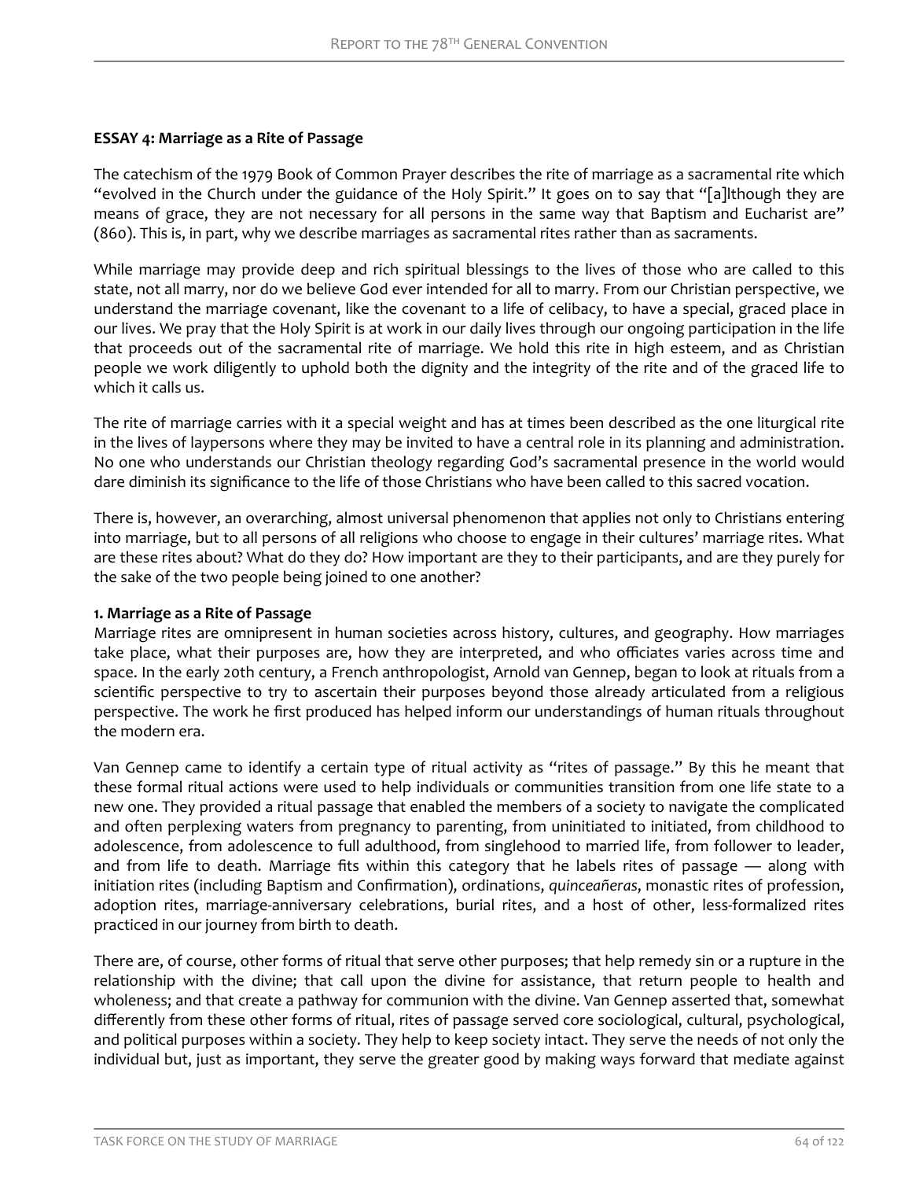**ESSAY 4: Marriage as a Rite of Passage**

The catechism of the 1979 Book of Common Prayer describes the rite of marriage as a sacramental rite which "evolved in the Church under the guidance of the Holy Spirit." It goes on to say that "[a]lthough they are means of grace, they are not necessary for all persons in the same way that Baptism and Eucharist are" (860). This is, in part, why we describe marriages as sacramental rites rather than as sacraments.

While marriage may provide deep and rich spiritual blessings to the lives of those who are called to this state, not all marry, nor do we believe God ever intended for all to marry. From our Christian perspective, we understand the marriage covenant, like the covenant to a life of celibacy, to have a special, graced place in our lives. We pray that the Holy Spirit is at work in our daily lives through our ongoing participation in the life that proceeds out of the sacramental rite of marriage. We hold this rite in high esteem, and as Christian people we work diligently to uphold both the dignity and the integrity of the rite and of the graced life to which it calls us.

The rite of marriage carries with it a special weight and has at times been described as the one liturgical rite in the lives of laypersons where they may be invited to have a central role in its planning and administration. No one who understands our Christian theology regarding God's sacramental presence in the world would dare diminish its significance to the life of those Christians who have been called to this sacred vocation.

There is, however, an overarching, almost universal phenomenon that applies not only to Christians entering into marriage, but to all persons of all religions who choose to engage in their cultures' marriage rites. What are these rites about? What do they do? How important are they to their participants, and are they purely for the sake of the two people being joined to one another?

**1. Marriage as a Rite of Passage**

Marriage rites are omnipresent in human societies across history, cultures, and geography. How marriages take place, what their purposes are, how they are interpreted, and who officiates varies across time and space. In the early 20th century, a French anthropologist, Arnold van Gennep, began to look at rituals from a scientific perspective to try to ascertain their purposes beyond those already articulated from a religious perspective. The work he first produced has helped inform our understandings of human rituals throughout the modern era.

Van Gennep came to identify a certain type of ritual activity as "rites of passage." By this he meant that these formal ritual actions were used to help individuals or communities transition from one life state to a new one. They provided a ritual passage that enabled the members of a society to navigate the complicated and often perplexing waters from pregnancy to parenting, from uninitiated to initiated, from childhood to adolescence, from adolescence to full adulthood, from singlehood to married life, from follower to leader, and from life to death. Marriage fits within this category that he labels rites of passage — along with initiation rites (including Baptism and Confirmation), ordinations, *quinceañeras*, monastic rites of profession, adoption rites, marriage-anniversary celebrations, burial rites, and a host of other, less-formalized rites practiced in our journey from birth to death.

There are, of course, other forms of ritual that serve other purposes; that help remedy sin or a rupture in the relationship with the divine; that call upon the divine for assistance, that return people to health and wholeness; and that create a pathway for communion with the divine. Van Gennep asserted that, somewhat differently from these other forms of ritual, rites of passage served core sociological, cultural, psychological, and political purposes within a society. They help to keep society intact. They serve the needs of not only the individual but, just as important, they serve the greater good by making ways forward that mediate against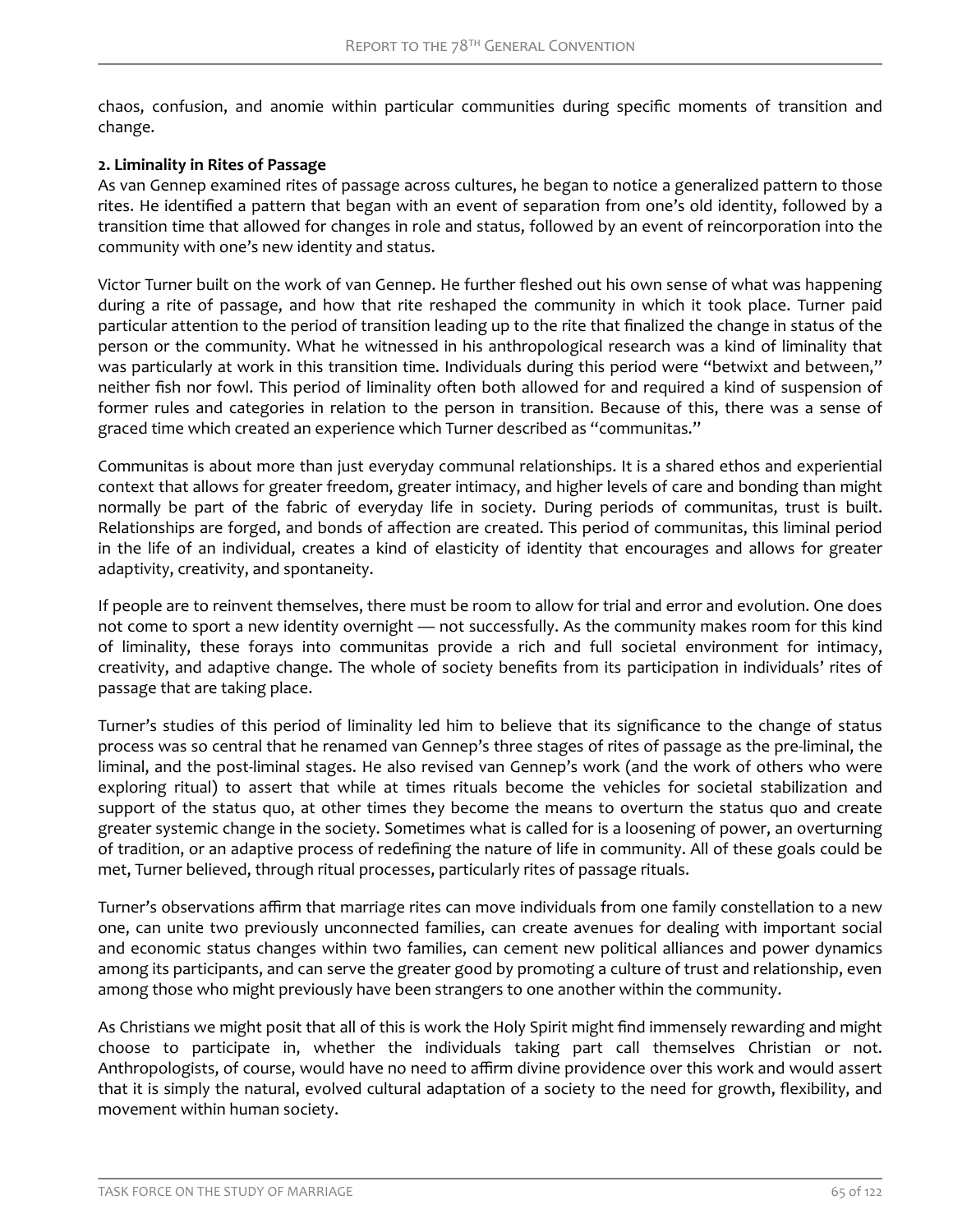chaos, confusion, and anomie within particular communities during specific moments of transition and change.

**2. Liminality in Rites of Passage**

As van Gennep examined rites of passage across cultures, he began to notice a generalized pattern to those rites. He identified a pattern that began with an event of separation from one's old identity, followed by a transition time that allowed for changes in role and status, followed by an event of reincorporation into the community with one's new identity and status.

Victor Turner built on the work of van Gennep. He further fleshed out his own sense of what was happening during a rite of passage, and how that rite reshaped the community in which it took place. Turner paid particular attention to the period of transition leading up to the rite that finalized the change in status of the person or the community. What he witnessed in his anthropological research was a kind of liminality that was particularly at work in this transition time. Individuals during this period were "betwixt and between," neither fish nor fowl. This period of liminality often both allowed for and required a kind of suspension of former rules and categories in relation to the person in transition. Because of this, there was a sense of graced time which created an experience which Turner described as "communitas."

Communitas is about more than just everyday communal relationships. It is a shared ethos and experiential context that allows for greater freedom, greater intimacy, and higher levels of care and bonding than might normally be part of the fabric of everyday life in society. During periods of communitas, trust is built. Relationships are forged, and bonds of affection are created. This period of communitas, this liminal period in the life of an individual, creates a kind of elasticity of identity that encourages and allows for greater adaptivity, creativity, and spontaneity.

If people are to reinvent themselves, there must be room to allow for trial and error and evolution. One does not come to sport a new identity overnight — not successfully. As the community makes room for this kind of liminality, these forays into communitas provide a rich and full societal environment for intimacy, creativity, and adaptive change. The whole of society benefits from its participation in individuals' rites of passage that are taking place.

Turner's studies of this period of liminality led him to believe that its significance to the change of status process was so central that he renamed van Gennep's three stages of rites of passage as the pre-liminal, the liminal, and the post-liminal stages. He also revised van Gennep's work (and the work of others who were exploring ritual) to assert that while at times rituals become the vehicles for societal stabilization and support of the status quo, at other times they become the means to overturn the status quo and create greater systemic change in the society. Sometimes what is called for is a loosening of power, an overturning of tradition, or an adaptive process of redefining the nature of life in community. All of these goals could be met, Turner believed, through ritual processes, particularly rites of passage rituals.

Turner's observations affirm that marriage rites can move individuals from one family constellation to a new one, can unite two previously unconnected families, can create avenues for dealing with important social and economic status changes within two families, can cement new political alliances and power dynamics among its participants, and can serve the greater good by promoting a culture of trust and relationship, even among those who might previously have been strangers to one another within the community.

As Christians we might posit that all of this is work the Holy Spirit might find immensely rewarding and might choose to participate in, whether the individuals taking part call themselves Christian or not. Anthropologists, of course, would have no need to affirm divine providence over this work and would assert that it is simply the natural, evolved cultural adaptation of a society to the need for growth, flexibility, and movement within human society.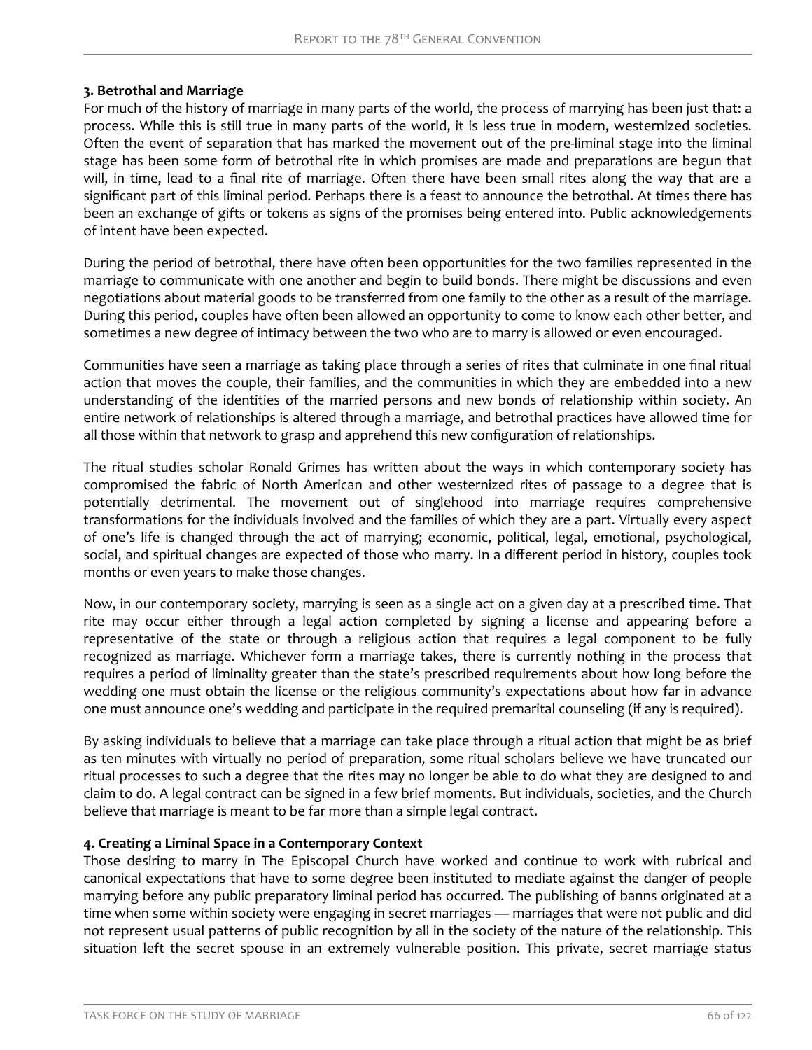**3. Betrothal and Marriage**

For much of the history of marriage in many parts of the world, the process of marrying has been just that: a process. While this is still true in many parts of the world, it is less true in modern, westernized societies. Often the event of separation that has marked the movement out of the pre-liminal stage into the liminal stage has been some form of betrothal rite in which promises are made and preparations are begun that will, in time, lead to a final rite of marriage. Often there have been small rites along the way that are a significant part of this liminal period. Perhaps there is a feast to announce the betrothal. At times there has been an exchange of gifts or tokens as signs of the promises being entered into. Public acknowledgements of intent have been expected.

During the period of betrothal, there have often been opportunities for the two families represented in the marriage to communicate with one another and begin to build bonds. There might be discussions and even negotiations about material goods to be transferred from one family to the other as a result of the marriage. During this period, couples have often been allowed an opportunity to come to know each other better, and sometimes a new degree of intimacy between the two who are to marry is allowed or even encouraged.

Communities have seen a marriage as taking place through a series of rites that culminate in one final ritual action that moves the couple, their families, and the communities in which they are embedded into a new understanding of the identities of the married persons and new bonds of relationship within society. An entire network of relationships is altered through a marriage, and betrothal practices have allowed time for all those within that network to grasp and apprehend this new configuration of relationships.

The ritual studies scholar Ronald Grimes has written about the ways in which contemporary society has compromised the fabric of North American and other westernized rites of passage to a degree that is potentially detrimental. The movement out of singlehood into marriage requires comprehensive transformations for the individuals involved and the families of which they are a part. Virtually every aspect of one's life is changed through the act of marrying; economic, political, legal, emotional, psychological, social, and spiritual changes are expected of those who marry. In a different period in history, couples took months or even years to make those changes.

Now, in our contemporary society, marrying is seen as a single act on a given day at a prescribed time. That rite may occur either through a legal action completed by signing a license and appearing before a representative of the state or through a religious action that requires a legal component to be fully recognized as marriage. Whichever form a marriage takes, there is currently nothing in the process that requires a period of liminality greater than the state's prescribed requirements about how long before the wedding one must obtain the license or the religious community's expectations about how far in advance one must announce one's wedding and participate in the required premarital counseling (if any is required).

By asking individuals to believe that a marriage can take place through a ritual action that might be as brief as ten minutes with virtually no period of preparation, some ritual scholars believe we have truncated our ritual processes to such a degree that the rites may no longer be able to do what they are designed to and claim to do. A legal contract can be signed in a few brief moments. But individuals, societies, and the Church believe that marriage is meant to be far more than a simple legal contract.

**4. Creating a Liminal Space in a Contemporary Context**

Those desiring to marry in The Episcopal Church have worked and continue to work with rubrical and canonical expectations that have to some degree been instituted to mediate against the danger of people marrying before any public preparatory liminal period has occurred. The publishing of banns originated at a time when some within society were engaging in secret marriages — marriages that were not public and did not represent usual patterns of public recognition by all in the society of the nature of the relationship. This situation left the secret spouse in an extremely vulnerable position. This private, secret marriage status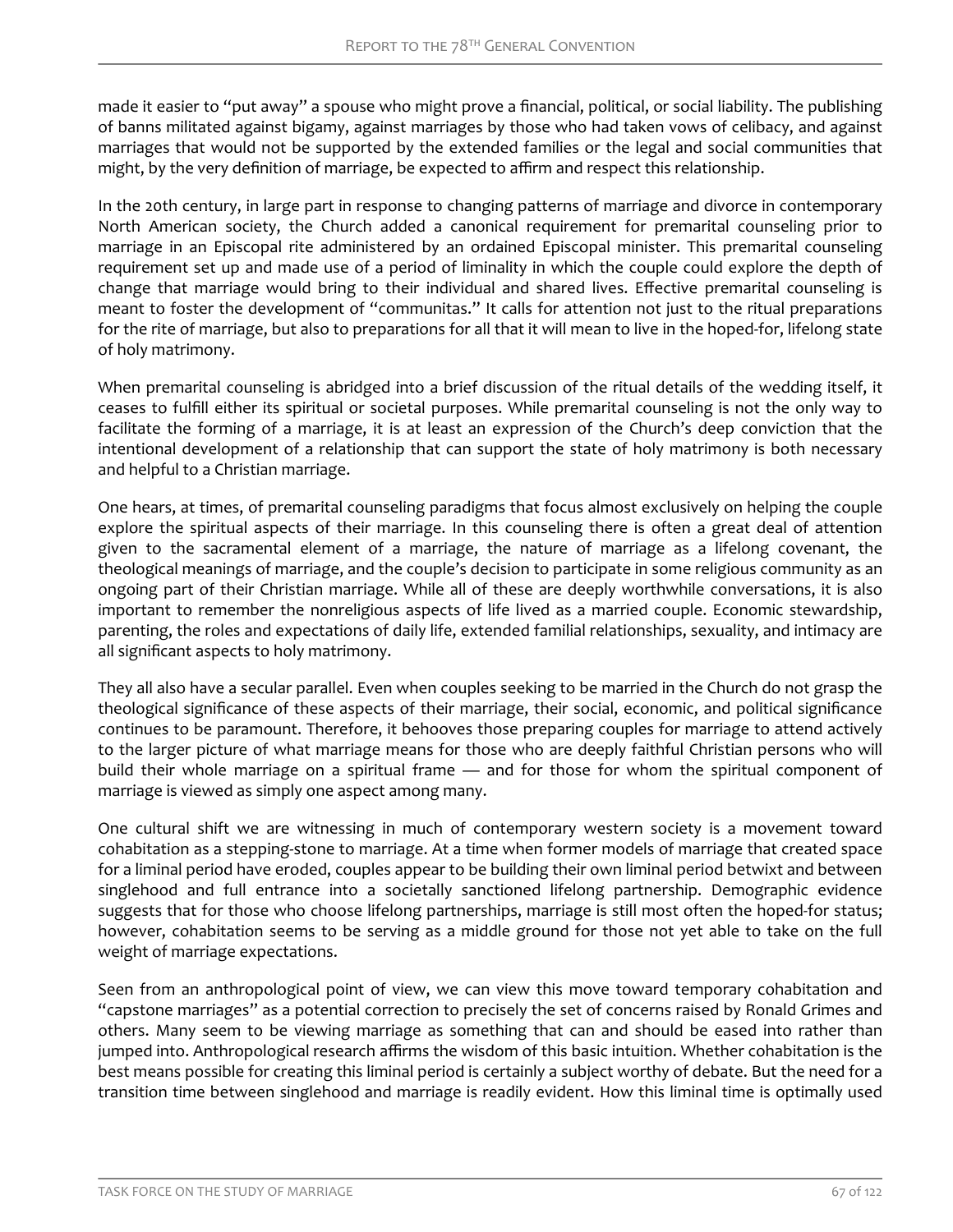made it easier to "put away" a spouse who might prove a financial, political, or social liability. The publishing of banns militated against bigamy, against marriages by those who had taken vows of celibacy, and against marriages that would not be supported by the extended families or the legal and social communities that might, by the very definition of marriage, be expected to affirm and respect this relationship.

In the 20th century, in large part in response to changing patterns of marriage and divorce in contemporary North American society, the Church added a canonical requirement for premarital counseling prior to marriage in an Episcopal rite administered by an ordained Episcopal minister. This premarital counseling requirement set up and made use of a period of liminality in which the couple could explore the depth of change that marriage would bring to their individual and shared lives. Effective premarital counseling is meant to foster the development of "communitas." It calls for attention not just to the ritual preparations for the rite of marriage, but also to preparations for all that it will mean to live in the hoped-for, lifelong state of holy matrimony.

When premarital counseling is abridged into a brief discussion of the ritual details of the wedding itself, it ceases to fulfill either its spiritual or societal purposes. While premarital counseling is not the only way to facilitate the forming of a marriage, it is at least an expression of the Church's deep conviction that the intentional development of a relationship that can support the state of holy matrimony is both necessary and helpful to a Christian marriage.

One hears, at times, of premarital counseling paradigms that focus almost exclusively on helping the couple explore the spiritual aspects of their marriage. In this counseling there is often a great deal of attention given to the sacramental element of a marriage, the nature of marriage as a lifelong covenant, the theological meanings of marriage, and the couple's decision to participate in some religious community as an ongoing part of their Christian marriage. While all of these are deeply worthwhile conversations, it is also important to remember the nonreligious aspects of life lived as a married couple. Economic stewardship, parenting, the roles and expectations of daily life, extended familial relationships, sexuality, and intimacy are all significant aspects to holy matrimony.

They all also have a secular parallel. Even when couples seeking to be married in the Church do not grasp the theological significance of these aspects of their marriage, their social, economic, and political significance continues to be paramount. Therefore, it behooves those preparing couples for marriage to attend actively to the larger picture of what marriage means for those who are deeply faithful Christian persons who will build their whole marriage on a spiritual frame — and for those for whom the spiritual component of marriage is viewed as simply one aspect among many.

One cultural shift we are witnessing in much of contemporary western society is a movement toward cohabitation as a stepping-stone to marriage. At a time when former models of marriage that created space for a liminal period have eroded, couples appear to be building their own liminal period betwixt and between singlehood and full entrance into a societally sanctioned lifelong partnership. Demographic evidence suggests that for those who choose lifelong partnerships, marriage is still most often the hoped-for status; however, cohabitation seems to be serving as a middle ground for those not yet able to take on the full weight of marriage expectations.

Seen from an anthropological point of view, we can view this move toward temporary cohabitation and "capstone marriages" as a potential correction to precisely the set of concerns raised by Ronald Grimes and others. Many seem to be viewing marriage as something that can and should be eased into rather than jumped into. Anthropological research affirms the wisdom of this basic intuition. Whether cohabitation is the best means possible for creating this liminal period is certainly a subject worthy of debate. But the need for a transition time between singlehood and marriage is readily evident. How this liminal time is optimally used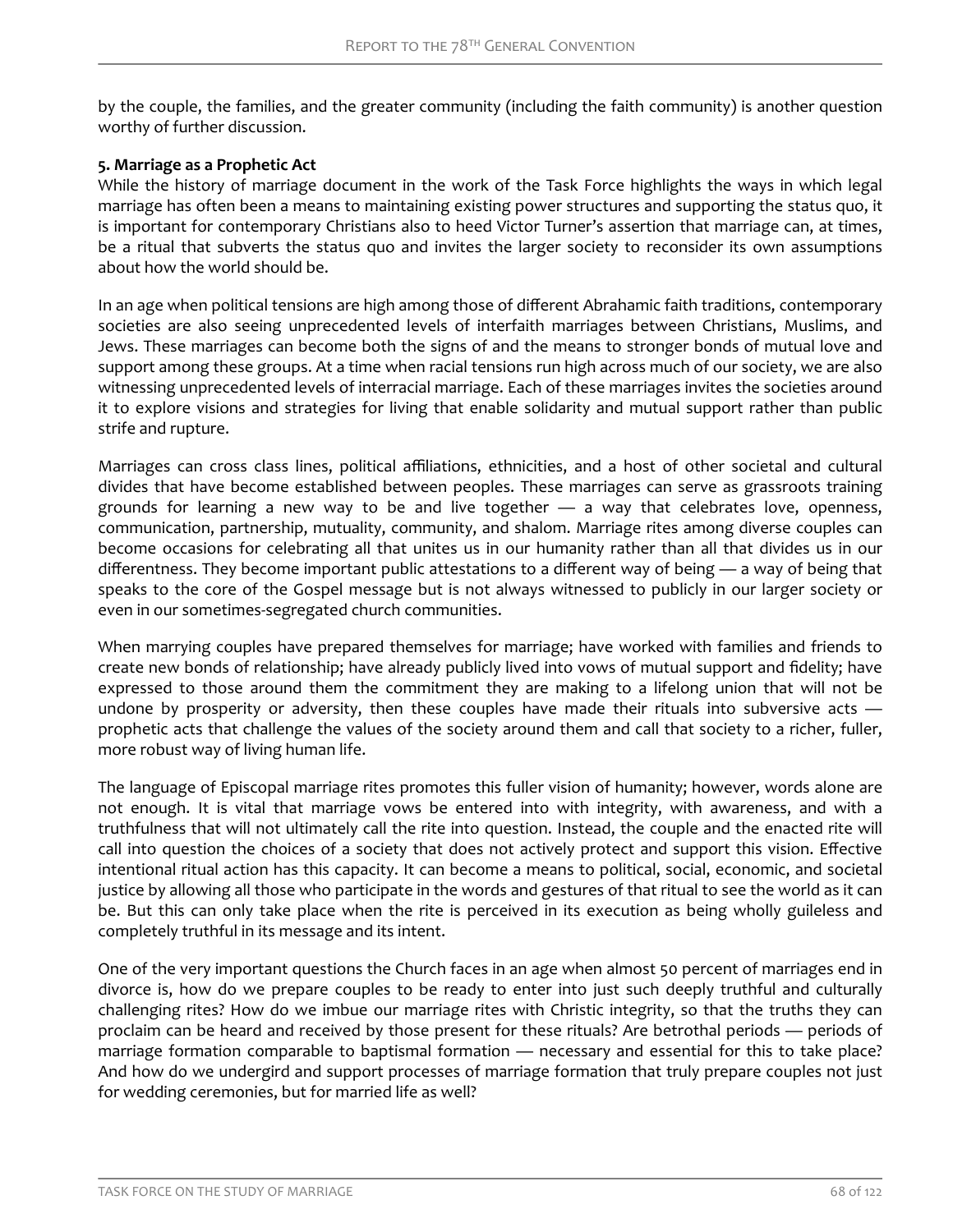by the couple, the families, and the greater community (including the faith community) is another question worthy of further discussion.

**5. Marriage as a Prophetic Act**

While the history of marriage document in the work of the Task Force highlights the ways in which legal marriage has often been a means to maintaining existing power structures and supporting the status quo, it is important for contemporary Christians also to heed Victor Turner's assertion that marriage can, at times, be a ritual that subverts the status quo and invites the larger society to reconsider its own assumptions about how the world should be.

In an age when political tensions are high among those of different Abrahamic faith traditions, contemporary societies are also seeing unprecedented levels of interfaith marriages between Christians, Muslims, and Jews. These marriages can become both the signs of and the means to stronger bonds of mutual love and support among these groups. At a time when racial tensions run high across much of our society, we are also witnessing unprecedented levels of interracial marriage. Each of these marriages invites the societies around it to explore visions and strategies for living that enable solidarity and mutual support rather than public strife and rupture.

Marriages can cross class lines, political affiliations, ethnicities, and a host of other societal and cultural divides that have become established between peoples. These marriages can serve as grassroots training grounds for learning a new way to be and live together — a way that celebrates love, openness, communication, partnership, mutuality, community, and shalom. Marriage rites among diverse couples can become occasions for celebrating all that unites us in our humanity rather than all that divides us in our differentness. They become important public attestations to a different way of being — a way of being that speaks to the core of the Gospel message but is not always witnessed to publicly in our larger society or even in our sometimes-segregated church communities.

When marrying couples have prepared themselves for marriage; have worked with families and friends to create new bonds of relationship; have already publicly lived into vows of mutual support and fidelity; have expressed to those around them the commitment they are making to a lifelong union that will not be undone by prosperity or adversity, then these couples have made their rituals into subversive acts — prophetic acts that challenge the values of the society around them and call that society to a richer, fuller, more robust way of living human life.

The language of Episcopal marriage rites promotes this fuller vision of humanity; however, words alone are not enough. It is vital that marriage vows be entered into with integrity, with awareness, and with a truthfulness that will not ultimately call the rite into question. Instead, the couple and the enacted rite will call into question the choices of a society that does not actively protect and support this vision. Effective intentional ritual action has this capacity. It can become a means to political, social, economic, and societal justice by allowing all those who participate in the words and gestures of that ritual to see the world as it can be. But this can only take place when the rite is perceived in its execution as being wholly guileless and completely truthful in its message and its intent.

One of the very important questions the Church faces in an age when almost 50 percent of marriages end in divorce is, how do we prepare couples to be ready to enter into just such deeply truthful and culturally challenging rites? How do we imbue our marriage rites with Christic integrity, so that the truths they can proclaim can be heard and received by those present for these rituals? Are betrothal periods — periods of marriage formation comparable to baptismal formation — necessary and essential for this to take place? And how do we undergird and support processes of marriage formation that truly prepare couples not just for wedding ceremonies, but for married life as well?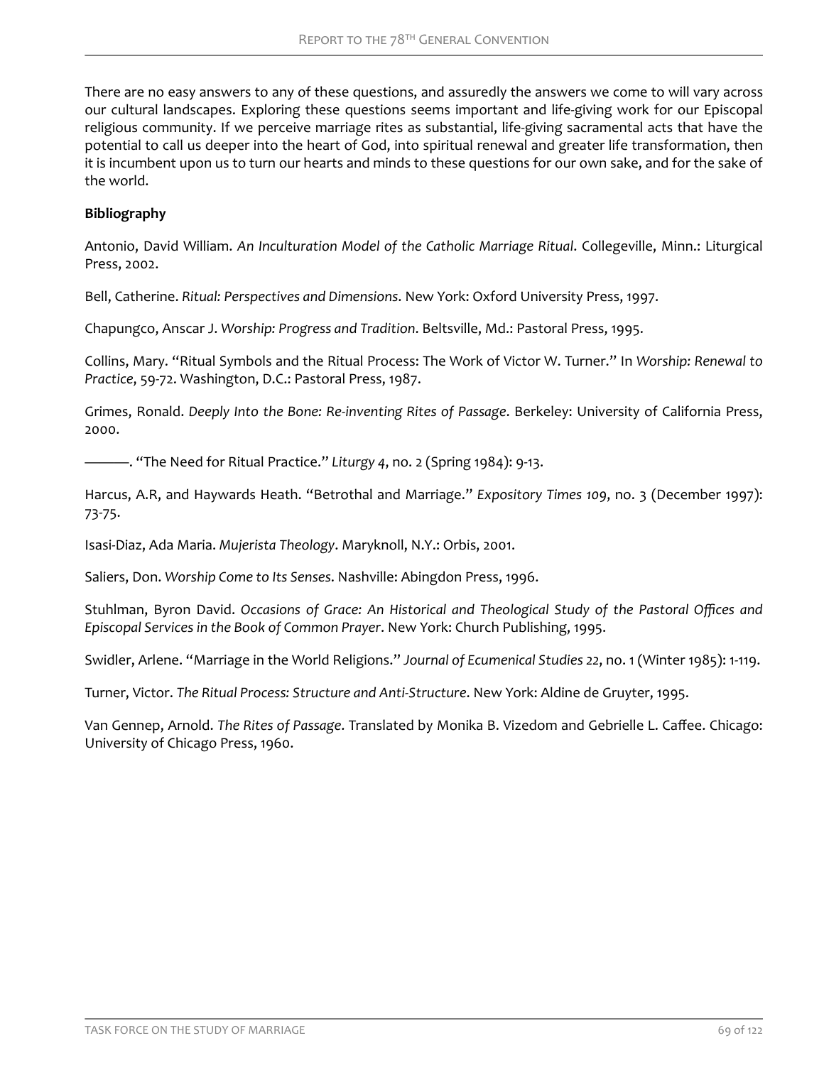There are no easy answers to any of these questions, and assuredly the answers we come to will vary across our cultural landscapes. Exploring these questions seems important and life-giving work for our Episcopal religious community. If we perceive marriage rites as substantial, life-giving sacramental acts that have the potential to call us deeper into the heart of God, into spiritual renewal and greater life transformation, then it is incumbent upon us to turn our hearts and minds to these questions for our own sake, and for the sake of the world.

**Bibliography**

Antonio, David William. *An Inculturation Model of the Catholic Marriage Ritual*. Collegeville, Minn.: Liturgical Press, 2002.

Bell, Catherine. *Ritual: Perspectives and Dimensions*. New York: Oxford University Press, 1997.

Chapungco, Anscar J. *Worship: Progress and Tradition*. Beltsville, Md.: Pastoral Press, 1995.

Collins, Mary. "Ritual Symbols and the Ritual Process: The Work of Victor W. Turner." In *Worship: Renewal to Practice*, 59-72. Washington, D.C.: Pastoral Press, 1987.

Grimes, Ronald. *Deeply Into the Bone: Re-inventing Rites of Passage*. Berkeley: University of California Press, 2000.

———. "The Need for Ritual Practice." *Liturgy 4*, no. 2 (Spring 1984): 9-13.

Harcus, A.R, and Haywards Heath. "Betrothal and Marriage." *Expository Times 109*, no. 3 (December 1997): 73-75.

Isasi-Diaz, Ada Maria. *Mujerista Theology*. Maryknoll, N.Y.: Orbis, 2001.

Saliers, Don. *Worship Come to Its Senses*. Nashville: Abingdon Press, 1996.

Stuhlman, Byron David. *Occasions of Grace: An Historical and Theological Study of the Pastoral Offices and Episcopal Services in the Book of Common Prayer*. New York: Church Publishing, 1995.

Swidler, Arlene. "Marriage in the World Religions." *Journal of Ecumenical Studies 22*, no. 1 (Winter 1985): 1-119.

Turner, Victor. *The Ritual Process: Structure and Anti-Structure*. New York: Aldine de Gruyter, 1995.

Van Gennep, Arnold. *The Rites of Passage*. Translated by Monika B. Vizedom and Gebrielle L. Caffee. Chicago: University of Chicago Press, 1960.